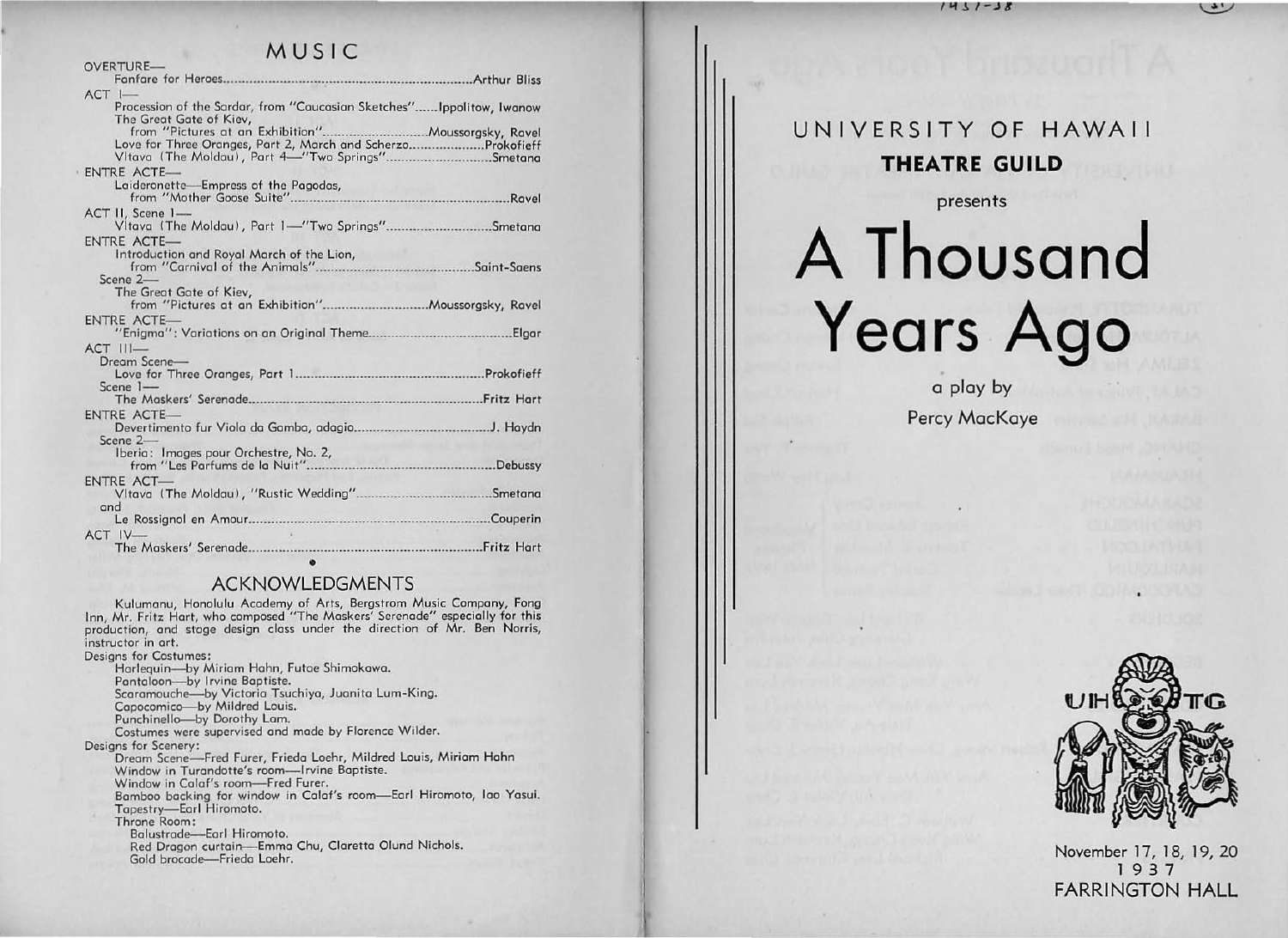## MUSIC

OVERTURE—
Fanfare for Heroes ........ Arthur Bliss

ACT I—
Procession of the Sardar, from "Caucasian Sketches" ...... Ippolitow, Iwanow
The Great Gate of Kiev,
from "Pictures at an Exhibition" ........ Moussorgsky, Ravel
Love for Three Oranges, Part 2, March and Scherzo ........ Prokofieff
Vltava (The Moldau), Part 4—"Two Springs" ........ Smetana

ENTRE ACTE—
Laideronette—Empress of the Pagodas,
from "Mother Goose Suite" ........ Ravel

ACT II, Scene 1—
Vltava (The Moldau), Part 1—"Two Springs" ........ Smetana

ENTRE ACTE—
Introduction and Royal March of the Lion,
from "Carnival of the Animals" ........ Saint-Saens

Scene 2—
The Great Gate of Kiev,
from "Pictures at an Exhibition" ........ Moussorgsky, Ravel

ENTRE ACTE—
"Enigma": Variations on an Original Theme ........ Elgar

ACT III—
Dream Scene—
Love for Three Oranges, Part 1 ........ Prokofieff
Scene 1—
The Maskers' Serenade ........ Fritz Hart

ENTRE ACTE—
Devertimento fur Viola da Gamba, adagio ........ J. Haydn
Scene 2—
Iberia: Images pour Orchestre, No. 2,
from "Les Parfums de la Nuit" ........ Debussy

ENTRE ACT—
Vltava (The Moldau), "Rustic Wedding" ........ Smetana
and
Le Rossignol en Amour ........ Couperin

ACT IV—
The Maskers' Serenade ........ Fritz Hart

## ACKNOWLEDGMENTS

Kulumanu, Honolulu Academy of Arts, Bergstrom Music Company, Fong Inn, Mr. Fritz Hart, who composed "The Maskers' Serenade" especially for this production, and stage design class under the direction of Mr. Ben Norris, instructor in art.

Designs for Costumes:
Harlequin—by Miriam Hahn, Futae Shimokawa.
Pantaloon—by Irvine Baptiste.
Scaramouche—by Victoria Tsuchiya, Juanita Lum-King.
Capocomico—by Mildred Louis.
Punchinello—by Dorothy Lam.
Costumes were supervised and made by Florence Wilder.

Designs for Scenery:
Dream Scene—Fred Furer, Frieda Loehr, Mildred Louis, Miriam Hahn
Window in Turandotte's room—Irvine Baptiste.
Window in Calaf's room—Fred Furer.
Bamboo backing for window in Calaf's room—Earl Hiromoto, Iao Yasui.
Tapestry—Earl Hiromoto.
Throne Room:
Balustrade—Earl Hiromoto.
Red Dragon curtain—Emma Chu, Claretta Olund Nichols.
Gold brocade—Frieda Loehr.

UNIVERSITY OF HAWAII

**THEATRE GUILD**

presents

# A Thousand Years Ago

a play by

Percy MacKaye

November 17, 18, 19, 20
1937
FARRINGTON HALL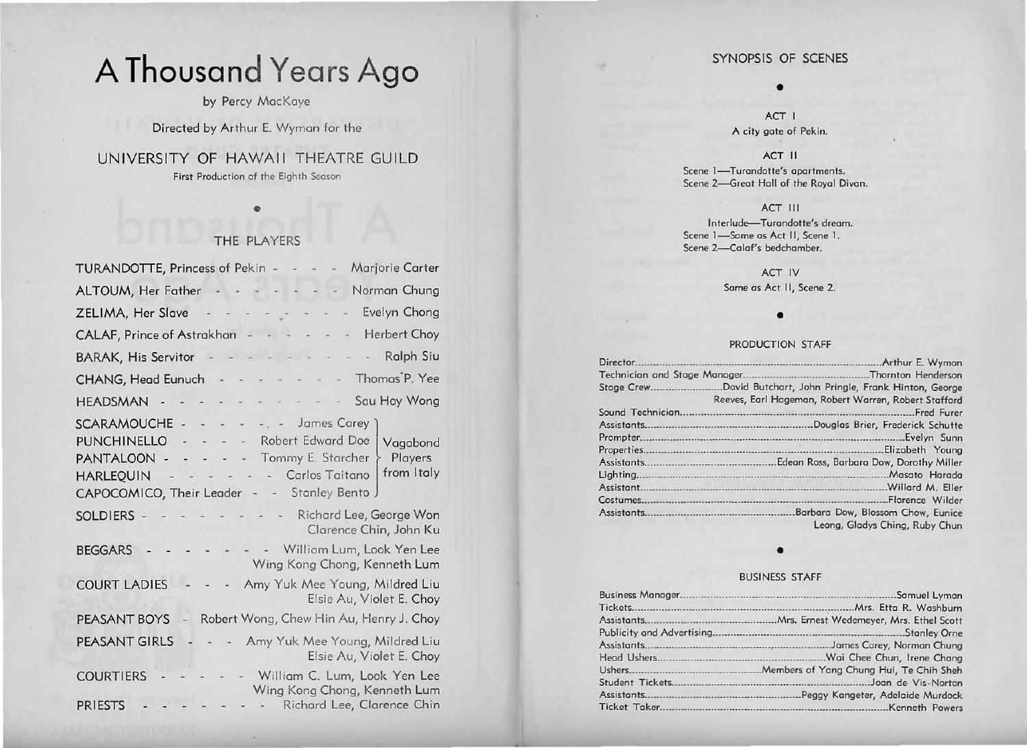# A Thousand Years Ago

by Percy MacKaye

Directed by Arthur E. Wyman for the

## UNIVERSITY OF HAWAII THEATRE GUILD

First Production of the Eighth Season

### THE PLAYERS

| | |
|---|---|
| TURANDOTTE, Princess of Pekin | Marjorie Carter |
| ALTOUM, Her Father | Norman Chung |
| ZELIMA, Her Slave | Evelyn Chong |
| CALAF, Prince of Astrakhan | Herbert Choy |
| BARAK, His Servitor | Ralph Siu |
| CHANG, Head Eunuch | Thomas P. Yee |
| HEADSMAN | Sau Hoy Wong |
| SCARAMOUCHE | James Carey (Vagabond Players from Italy) |
| PUNCHINELLO | Robert Edward Doe (Vagabond Players from Italy) |
| PANTALOON | Tommy E. Starcher (Vagabond Players from Italy) |
| HARLEQUIN | Carlos Taitano (Vagabond Players from Italy) |
| CAPOCOMICO, Their Leader | Stanley Bento (Vagabond Players from Italy) |
| SOLDIERS | Richard Lee, George Won, Clarence Chin, John Ku |
| BEGGARS | William Lum, Look Yen Lee, Wing Kong Chong, Kenneth Lum |
| COURT LADIES | Amy Yuk Mee Young, Mildred Liu, Elsie Au, Violet E. Choy |
| PEASANT BOYS | Robert Wong, Chew Hin Au, Henry J. Choy |
| PEASANT GIRLS | Amy Yuk Mee Young, Mildred Liu, Elsie Au, Violet E. Choy |
| COURTIERS | William C. Lum, Look Yen Lee, Wing Kong Chong, Kenneth Lum |
| PRIESTS | Richard Lee, Clarence Chin |

### SYNOPSIS OF SCENES

ACT I
A city gate of Pekin.

ACT II
Scene 1—Turandotte's apartments.
Scene 2—Great Hall of the Royal Divan.

ACT III
Interlude—Turandotte's dream.
Scene 1—Same as Act II, Scene 1.
Scene 2—Calaf's bedchamber.

ACT IV
Same as Act II, Scene 2.

### PRODUCTION STAFF

| | |
|---|---|
| Director | Arthur E. Wyman |
| Technician and Stage Manager | Thornton Henderson |
| Stage Crew | David Butchart, John Pringle, Frank Hinton, George Reeves, Earl Hageman, Robert Warren, Robert Stafford |
| Sound Technician | Fred Furer |
| Assistants | Douglas Brier, Frederick Schutte |
| Prompter | Evelyn Sunn |
| Properties | Elizabeth Young |
| Assistants | Edean Ross, Barbara Dow, Dorothy Miller |
| Lighting | Masato Harada |
| Assistant | Willard M. Eller |
| Costumes | Florence Wilder |
| Assistants | Barbara Dow, Blossom Chow, Eunice Leong, Gladys Ching, Ruby Chun |

### BUSINESS STAFF

| | |
|---|---|
| Business Manager | Samuel Lyman |
| Tickets | Mrs. Etta R. Washburn |
| Assistants | Mrs. Ernest Wedemeyer, Mrs. Ethel Scott |
| Publicity and Advertising | Stanley Orne |
| Assistants | James Carey, Norman Chung |
| Head Ushers | Wai Chee Chun, Irene Chang |
| Ushers | Members of Yang Chung Hui, Te Chih Sheh |
| Student Tickets | Joan de Vis-Norton |
| Assistants | Peggy Kangeter, Adelaide Murdock |
| Ticket Taker | Kenneth Powers |